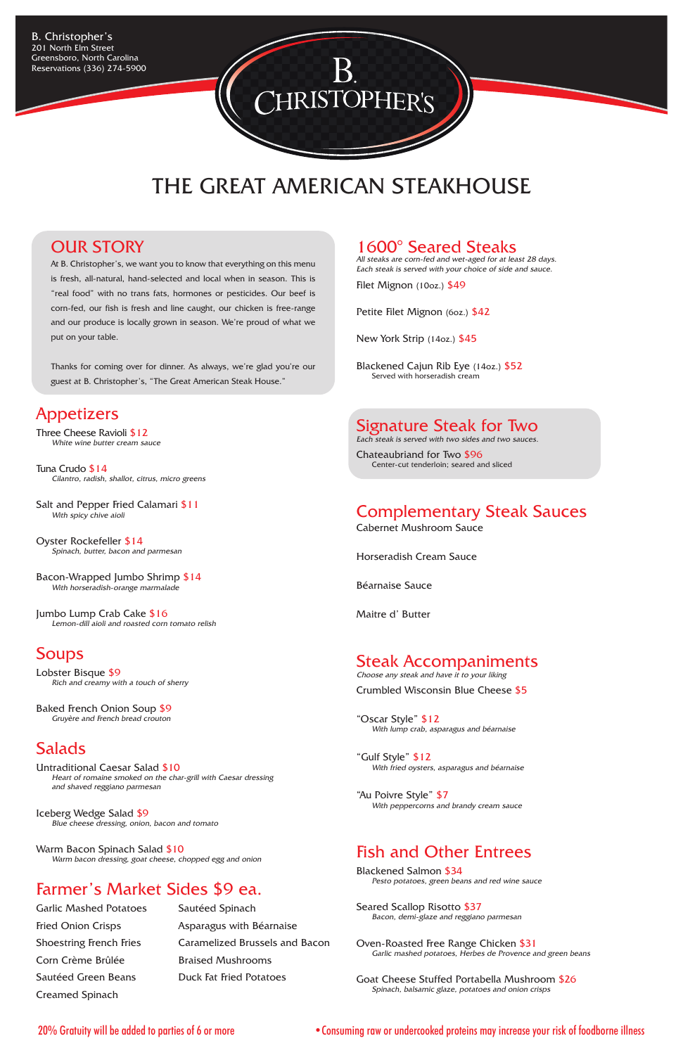B. Christopher's
201 North Elm Street
Greensboro, North Carolina
Reservations (336) 274-5900

# B. CHRISTOPHER'S

## THE GREAT AMERICAN STEAKHOUSE

## OUR STORY

At B. Christopher's, we want you to know that everything on this menu is fresh, all-natural, hand-selected and local when in season. This is "real food" with no trans fats, hormones or pesticides. Our beef is corn-fed, our fish is fresh and line caught, our chicken is free-range and our produce is locally grown in season. We're proud of what we put on your table.

Thanks for coming over for dinner. As always, we're glad you're our guest at B. Christopher's, "The Great American Steak House."

## Appetizers

Three Cheese Ravioli $12
*White wine butter cream sauce*

Tuna Crudo $14
*Cilantro, radish, shallot, citrus, micro greens*

Salt and Pepper Fried Calamari $11
*With spicy chive aioli*

Oyster Rockefeller $14
*Spinach, butter, bacon and parmesan*

Bacon-Wrapped Jumbo Shrimp $14
*With horseradish-orange marmalade*

Jumbo Lump Crab Cake $16
*Lemon-dill aioli and roasted corn tomato relish*

## Soups

Lobster Bisque $9
*Rich and creamy with a touch of sherry*

Baked French Onion Soup $9
*Gruyère and French bread crouton*

## Salads

Untraditional Caesar Salad $10
*Heart of romaine smoked on the char-grill with Caesar dressing and shaved reggiano parmesan*

Iceberg Wedge Salad $9
*Blue cheese dressing, onion, bacon and tomato*

Warm Bacon Spinach Salad $10
*Warm bacon dressing, goat cheese, chopped egg and onion*

## Farmer's Market Sides $9 ea.

- Garlic Mashed Potatoes
- Fried Onion Crisps
- Shoestring French Fries
- Corn Crème Brûlée
- Sautéed Green Beans
- Creamed Spinach
- Sautéed Spinach
- Asparagus with Béarnaise
- Caramelized Brussels and Bacon
- Braised Mushrooms
- Duck Fat Fried Potatoes

## 1600° Seared Steaks

*All steaks are corn-fed and wet-aged for at least 28 days. Each steak is served with your choice of side and sauce.*

Filet Mignon (10oz.) $49

Petite Filet Mignon (6oz.) $42

New York Strip (14oz.) $45

Blackened Cajun Rib Eye (14oz.) $52
Served with horseradish cream

## Signature Steak for Two

*Each steak is served with two sides and two sauces.*

Chateaubriand for Two $96
Center-cut tenderloin; seared and sliced

## Complementary Steak Sauces

Cabernet Mushroom Sauce

Horseradish Cream Sauce

Béarnaise Sauce

Maitre d' Butter

## Steak Accompaniments

*Choose any steak and have it to your liking*

Crumbled Wisconsin Blue Cheese $5

"Oscar Style" $12
*With lump crab, asparagus and béarnaise*

"Gulf Style" $12
*With fried oysters, asparagus and béarnaise*

"Au Poivre Style" $7
*With peppercorns and brandy cream sauce*

## Fish and Other Entrees

Blackened Salmon $34
*Pesto potatoes, green beans and red wine sauce*

Seared Scallop Risotto $37
*Bacon, demi-glaze and reggiano parmesan*

Oven-Roasted Free Range Chicken $31
*Garlic mashed potatoes, Herbes de Provence and green beans*

Goat Cheese Stuffed Portabella Mushroom $26
*Spinach, balsamic glaze, potatoes and onion crisps*

20% Gratuity will be added to parties of 6 or more

• Consuming raw or undercooked proteins may increase your risk of foodborne illness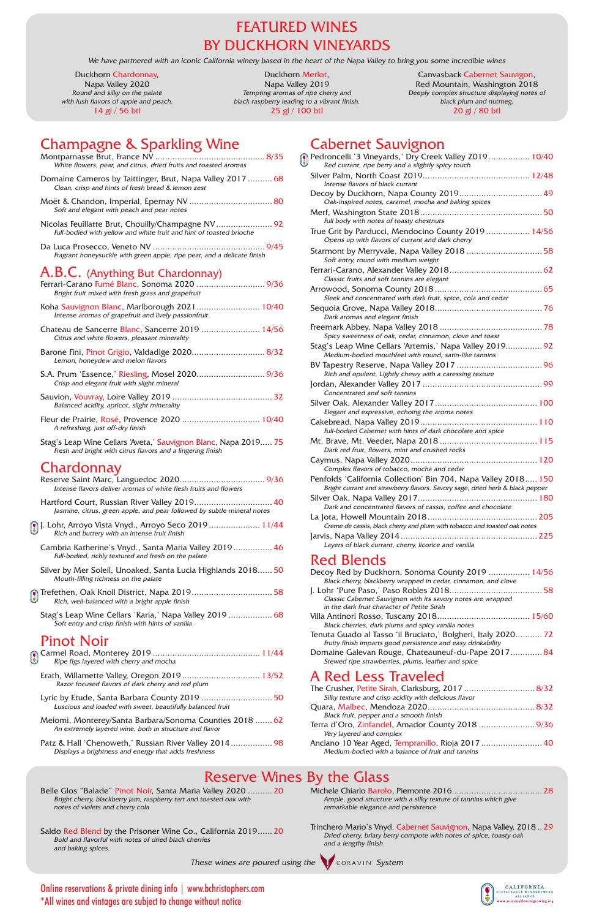# FEATURED WINES BY DUCKHORN VINEYARDS

*We have partnered with an iconic California winery based in the heart of the Napa Valley to bring you some incredible wines*

Duckhorn Chardonnay, Napa Valley 2020
*Round and silky on the palate with lush flavors of apple and peach.*
14 gl / 56 btl

Duckhorn Merlot, Napa Valley 2019
*Tempting aromas of ripe cherry and black raspberry leading to a vibrant finish.*
25 gl / 100 btl

Canvasback Cabernet Sauvignon, Red Mountain, Washington 2018
*Deeply complex structure displaying notes of black plum and nutmeg.*
20 gl / 80 btl

## Champagne & Sparkling Wine

Montparnasse Brut, France NV ........ 8/35
*White flowers, pear, and citrus, dried fruits and toasted aromas*

Domaine Carneros by Taittinger, Brut, Napa Valley 2017 ........ 68
*Clean, crisp and hints of fresh bread & lemon zest*

Moët & Chandon, Imperial, Epernay NV ........ 80
*Soft and elegant with peach and pear notes*

Nicolas Feuillatte Brut, Chouilly/Champagne NV ........ 92
*Full-bodied with yellow and white fruit and hint of toasted brioche*

Da Luca Prosecco, Veneto NV ........ 9/45
*Fragrant honeysuckle with green apple, ripe pear, and a delicate finish*

## A.B.C. (Anything But Chardonnay)

Ferrari-Carano Fumé Blanc, Sonoma 2020 ........ 9/36
*Bright fruit mixed with fresh grass and grapefruit*

Koha Sauvignon Blanc, Marlborough 2021 ........ 10/40
*Intense aromas of grapefruit and lively passionfruit*

Chateau de Sancerre Blanc, Sancerre 2019 ........ 14/56
*Citrus and white flowers, pleasant minerality*

Barone Fini, Pinot Grigio, Valdadige 2020 ........ 8/32
*Lemon, honeydew and melon flavors*

S.A. Prum 'Essence,' Riesling, Mosel 2020 ........ 9/36
*Crisp and elegant fruit with slight mineral*

Sauvion, Vouvray, Loire Valley 2019 ........ 32
*Balanced acidity, apricot, slight minerality*

Fleur de Prairie, Rosé, Provence 2020 ........ 10/40
*A refreshing, just off-dry finish*

Stag's Leap Wine Cellars 'Aveta,' Sauvignon Blanc, Napa 2019 ........ 75
*Fresh and bright with citrus flavors and a lingering finish*

## Chardonnay

Reserve Saint Marc, Languedoc 2020 ........ 9/36
*Intense flavors deliver aromas of white flesh fruits and flowers*

Hartford Court, Russian River Valley 2019 ........ 40
*Jasmine, citrus, green apple, and pear followed by subtle mineral notes*

J. Lohr, Arroyo Vista Vnyd., Arroyo Seco 2019 ........ 11/44
*Rich and bright with an intense fruit finish*

Cambria Katherine's Vnyd., Santa Maria Valley 2019 ........ 46
*Full-bodied, richly textured and fresh on the palate*

Silver by Mer Soleil, Unoaked, Santa Lucia Highlands 2018 ........ 50
*Mouth-filling richness on the palate*

Trefethen, Oak Knoll District, Napa 2019 ........ 58
*Rich, well-balanced with a bright apple finish*

Stag's Leap Wine Cellars 'Karia,' Napa Valley 2019 ........ 68
*Soft entry and crisp finish with hints of vanilla*

## Pinot Noir

Carmel Road, Monterey 2019 ........ 11/44
*Ripe figs layered with cherry and mocha*

Erath, Willamette Valley, Oregon 2019 ........ 13/52
*Razor focused flavors of dark cherry and red plum*

Lyric by Etude, Santa Barbara County 2019 ........ 50
*Luscious and loaded with sweet, beautifully balanced fruit*

Meiomi, Monterey/Santa Barbara/Sonoma Counties 2018 ........ 62
*An extremely layered wine, both in structure and flavor*

Patz & Hall 'Chenoweth,' Russian River Valley 2014 ........ 98
*Displays a brightness and energy that adds freshness*

## Cabernet Sauvignon

Pedroncelli '3 Vineyards,' Dry Creek Valley 2019 ........ 10/40
*Red currant, ripe berry and a slightly spicy touch*

Silver Palm, North Coast 2019 ........ 12/48
*Intense flavors of black currant*

Decoy by Duckhorn, Napa County 2019 ........ 49
*Oak-inspired notes, caramel, mocha and baking spices*

Merf, Washington State 2018 ........ 50
*Full body with notes of toasty chestnuts*

True Grit by Parducci, Mendocino County 2019 ........ 14/56
*Opens up with flavors of currant and dark cherry*

Starmont by Merryvale, Napa Valley 2018 ........ 58
*Soft entry, round with medium weight*

Ferrari-Carano, Alexander Valley 2018 ........ 62
*Classic fruits and soft tannins are elegant*

Arrowood, Sonoma County 2018 ........ 65
*Sleek and concentrated with dark fruit, spice, cola and cedar*

Sequoia Grove, Napa Valley 2018 ........ 76
*Dark aromas and elegant finish*

Freemark Abbey, Napa Valley 2018 ........ 78
*Spicy sweetness of oak, cedar, cinnamon, clove and toast*

Stag's Leap Wine Cellars 'Artemis,' Napa Valley 2019 ........ 92
*Medium-bodied mouthfeel with round, satin-like tannins*

BV Tapestry Reserve, Napa Valley 2017 ........ 96
*Rich and opulent, Lightly chewy with a caressing texture*

Jordan, Alexander Valley 2017 ........ 99
*Concentrated and soft tannins*

Silver Oak, Alexander Valley 2017 ........ 100
*Elegant and expressive, echoing the aroma notes*

Cakebread, Napa Valley 2019 ........ 110
*Full-bodied Cabernet with hints of dark chocolate and spice*

Mt. Brave, Mt. Veeder, Napa 2018 ........ 115
*Dark red fruit, flowers, mint and crushed rocks*

Caymus, Napa Valley 2020 ........ 120
*Complex flavors of tobacco, mocha and cedar*

Penfolds 'California Collection' Bin 704, Napa Valley 2018 ........ 150
*Bright currant and strawberry flavors. Savory sage, dried herb & black pepper*

Silver Oak, Napa Valley 2017 ........ 180
*Dark and concentrated flavors of cassis, coffee and chocolate*

La Jota, Howell Mountain 2018 ........ 205
*Creme de cassis, black cherry and plum with tobacco and toasted oak notes*

Jarvis, Napa Valley 2014 ........ 225
*Layers of black currant, cherry, licorice and vanilla*

## Red Blends

Decoy Red by Duckhorn, Sonoma County 2019 ........ 14/56
*Black cherry, blackberry wrapped in cedar, cinnamon, and clove*

J. Lohr 'Pure Paso,' Paso Robles 2018 ........ 58
*Classic Cabernet Sauvignon with its savory notes are wrapped in the dark fruit character of Petite Sirah*

Villa Antinori Rosso, Tuscany 2018 ........ 15/60
*Black cherries, dark plums and spicy vanilla notes*

Tenuta Guado al Tasso 'il Bruciato,' Bolgheri, Italy 2020 ........ 72
*Fruity finish imparts good persistence and easy drinkability*

Domaine Galevan Rouge, Chateauneuf-du-Pape 2017 ........ 84
*Stewed ripe strawberries, plums, leather and spice*

## A Red Less Traveled

The Crusher, Petite Sirah, Clarksburg, 2017 ........ 8/32
*Silky texture and crisp acidity with delicious flavor*

Quara, Malbec, Mendoza 2020 ........ 8/32
*Black fruit, pepper and a smooth finish*

Terra d'Oro, Zinfandel, Amador County 2018 ........ 9/36
*Very layered and complex*

Anciano 10 Year Aged, Tempranillo, Rioja 2017 ........ 40
*Medium-bodied with a balance of fruit and tannins*

## Reserve Wines By the Glass

Belle Glos "Balade" Pinot Noir, Santa Maria Valley 2020 ........ 20
*Bright cherry, blackberry jam, raspberry tart and toasted oak with notes of violets and cherry cola*

Saldo Red Blend by the Prisoner Wine Co., California 2019 ........ 20
*Bold and flavorful with notes of dried black cherries and baking spices.*

Michele Chiarlo Barolo, Piemonte 2016 ........ 28
*Ample, good structure with a silky texture of tannins which give remarkable elegance and persistence*

Trinchero Mario's Vnyd. Cabernet Sauvignon, Napa Valley, 2018 ........ 29
*Dried cherry, briary berry compote with notes of spice, toasty oak and a lengthy finish*

*These wines are poured using the* CORAVIN *System*

Online reservations & private dining info | www.bchristophers.com
*All wines and vintages are subject to change without notice

CALIFORNIA SUSTAINABLE WINEGROWING ALLIANCE
www.sustainablewinegrowing.org